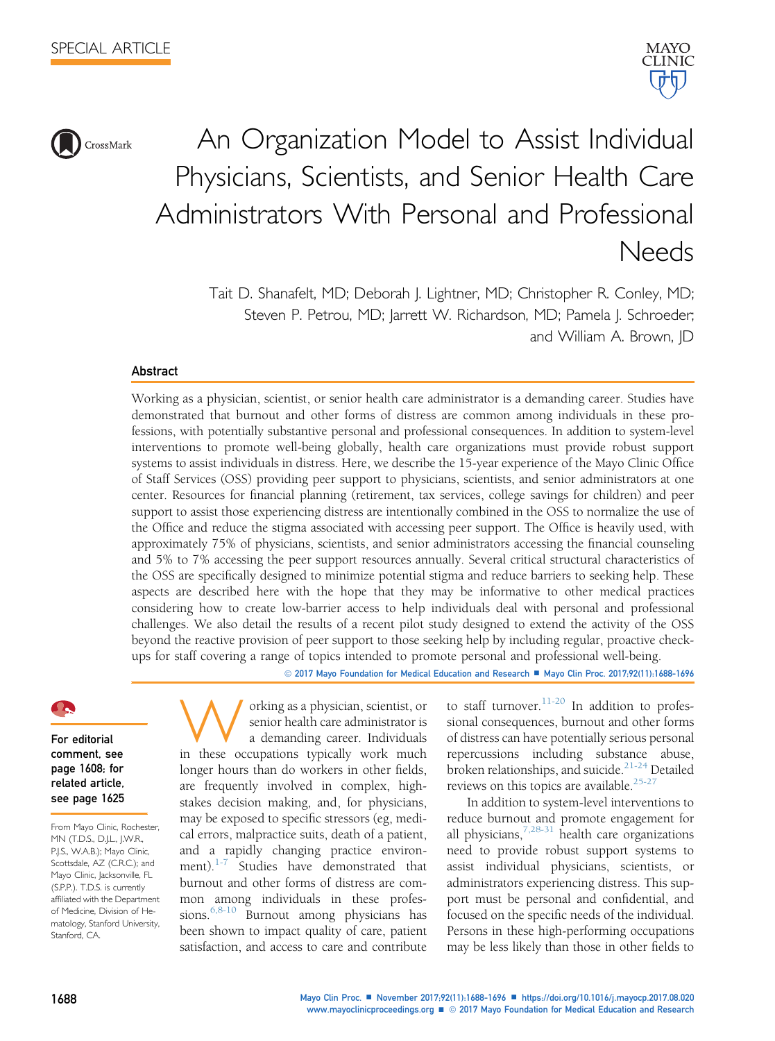SPECIAL ARTICLE

# An Organization Model to Assist Individual Physicians, Scientists, and Senior Health Care Administrators With Personal and Professional Needs

Tait D. Shanafelt, MD; Deborah J. Lightner, MD; Christopher R. Conley, MD; Steven P. Petrou, MD; Jarrett W. Richardson, MD; Pamela J. Schroeder; and William A. Brown, JD

## Abstract

Working as a physician, scientist, or senior health care administrator is a demanding career. Studies have demonstrated that burnout and other forms of distress are common among individuals in these professions, with potentially substantive personal and professional consequences. In addition to system-level interventions to promote well-being globally, health care organizations must provide robust support systems to assist individuals in distress. Here, we describe the 15-year experience of the Mayo Clinic Office of Staff Services (OSS) providing peer support to physicians, scientists, and senior administrators at one center. Resources for financial planning (retirement, tax services, college savings for children) and peer support to assist those experiencing distress are intentionally combined in the OSS to normalize the use of the Office and reduce the stigma associated with accessing peer support. The Office is heavily used, with approximately 75% of physicians, scientists, and senior administrators accessing the financial counseling and 5% to 7% accessing the peer support resources annually. Several critical structural characteristics of the OSS are specifically designed to minimize potential stigma and reduce barriers to seeking help. These aspects are described here with the hope that they may be informative to other medical practices considering how to create low-barrier access to help individuals deal with personal and professional challenges. We also detail the results of a recent pilot study designed to extend the activity of the OSS beyond the reactive provision of peer support to those seeking help by including regular, proactive check-ups for staff covering a range of topics intended to promote personal and professional well-being.

© 2017 Mayo Foundation for Medical Education and Research ■ Mayo Clin Proc. 2017;92(11):1688-1696

**For editorial comment, see page 1608; for related article, see page 1625**

From Mayo Clinic, Rochester, MN (T.D.S., D.J.L., J.W.R., P.J.S., W.A.B.); Mayo Clinic, Scottsdale, AZ (C.R.C.); and Mayo Clinic, Jacksonville, FL (S.P.P.). T.D.S. is currently affiliated with the Department of Medicine, Division of Hematology, Stanford University, Stanford, CA.

Working as a physician, scientist, or senior health care administrator is a demanding career. Individuals in these occupations typically work much longer hours than do workers in other fields, are frequently involved in complex, high-stakes decision making, and, for physicians, may be exposed to specific stressors (eg, medical errors, malpractice suits, death of a patient, and a rapidly changing practice environment).[1-7] Studies have demonstrated that burnout and other forms of distress are common among individuals in these professions.[6,8-10] Burnout among physicians has been shown to impact quality of care, patient satisfaction, and access to care and contribute to staff turnover.[11-20] In addition to professional consequences, burnout and other forms of distress can have potentially serious personal repercussions including substance abuse, broken relationships, and suicide.[21-24] Detailed reviews on this topics are available.[25-27]

In addition to system-level interventions to reduce burnout and promote engagement for all physicians,[7,28-31] health care organizations need to provide robust support systems to assist individual physicians, scientists, or administrators experiencing distress. This support must be personal and confidential, and focused on the specific needs of the individual. Persons in these high-performing occupations may be less likely than those in other fields to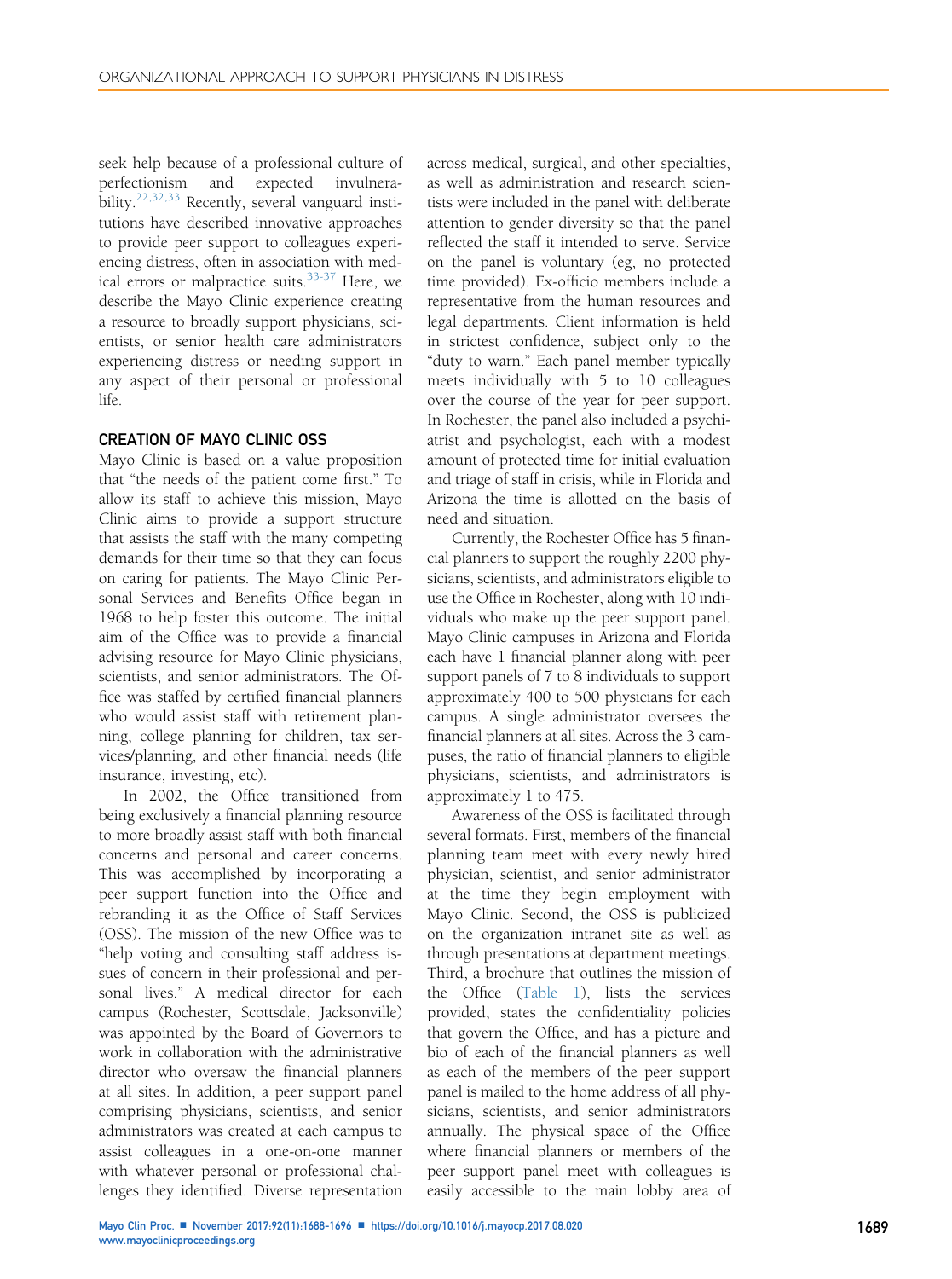seek help because of a professional culture of perfectionism and expected invulnerability.[22,32,33] Recently, several vanguard institutions have described innovative approaches to provide peer support to colleagues experiencing distress, often in association with medical errors or malpractice suits.[33-37] Here, we describe the Mayo Clinic experience creating a resource to broadly support physicians, scientists, or senior health care administrators experiencing distress or needing support in any aspect of their personal or professional life.

## CREATION OF MAYO CLINIC OSS

Mayo Clinic is based on a value proposition that "the needs of the patient come first." To allow its staff to achieve this mission, Mayo Clinic aims to provide a support structure that assists the staff with the many competing demands for their time so that they can focus on caring for patients. The Mayo Clinic Personal Services and Benefits Office began in 1968 to help foster this outcome. The initial aim of the Office was to provide a financial advising resource for Mayo Clinic physicians, scientists, and senior administrators. The Office was staffed by certified financial planners who would assist staff with retirement planning, college planning for children, tax services/planning, and other financial needs (life insurance, investing, etc).

In 2002, the Office transitioned from being exclusively a financial planning resource to more broadly assist staff with both financial concerns and personal and career concerns. This was accomplished by incorporating a peer support function into the Office and rebranding it as the Office of Staff Services (OSS). The mission of the new Office was to "help voting and consulting staff address issues of concern in their professional and personal lives." A medical director for each campus (Rochester, Scottsdale, Jacksonville) was appointed by the Board of Governors to work in collaboration with the administrative director who oversaw the financial planners at all sites. In addition, a peer support panel comprising physicians, scientists, and senior administrators was created at each campus to assist colleagues in a one-on-one manner with whatever personal or professional challenges they identified. Diverse representation across medical, surgical, and other specialties, as well as administration and research scientists were included in the panel with deliberate attention to gender diversity so that the panel reflected the staff it intended to serve. Service on the panel is voluntary (eg, no protected time provided). Ex-officio members include a representative from the human resources and legal departments. Client information is held in strictest confidence, subject only to the "duty to warn." Each panel member typically meets individually with 5 to 10 colleagues over the course of the year for peer support. In Rochester, the panel also included a psychiatrist and psychologist, each with a modest amount of protected time for initial evaluation and triage of staff in crisis, while in Florida and Arizona the time is allotted on the basis of need and situation.

Currently, the Rochester Office has 5 financial planners to support the roughly 2200 physicians, scientists, and administrators eligible to use the Office in Rochester, along with 10 individuals who make up the peer support panel. Mayo Clinic campuses in Arizona and Florida each have 1 financial planner along with peer support panels of 7 to 8 individuals to support approximately 400 to 500 physicians for each campus. A single administrator oversees the financial planners at all sites. Across the 3 campuses, the ratio of financial planners to eligible physicians, scientists, and administrators is approximately 1 to 475.

Awareness of the OSS is facilitated through several formats. First, members of the financial planning team meet with every newly hired physician, scientist, and senior administrator at the time they begin employment with Mayo Clinic. Second, the OSS is publicized on the organization intranet site as well as through presentations at department meetings. Third, a brochure that outlines the mission of the Office (Table 1), lists the services provided, states the confidentiality policies that govern the Office, and has a picture and bio of each of the financial planners as well as each of the members of the peer support panel is mailed to the home address of all physicians, scientists, and senior administrators annually. The physical space of the Office where financial planners or members of the peer support panel meet with colleagues is easily accessible to the main lobby area of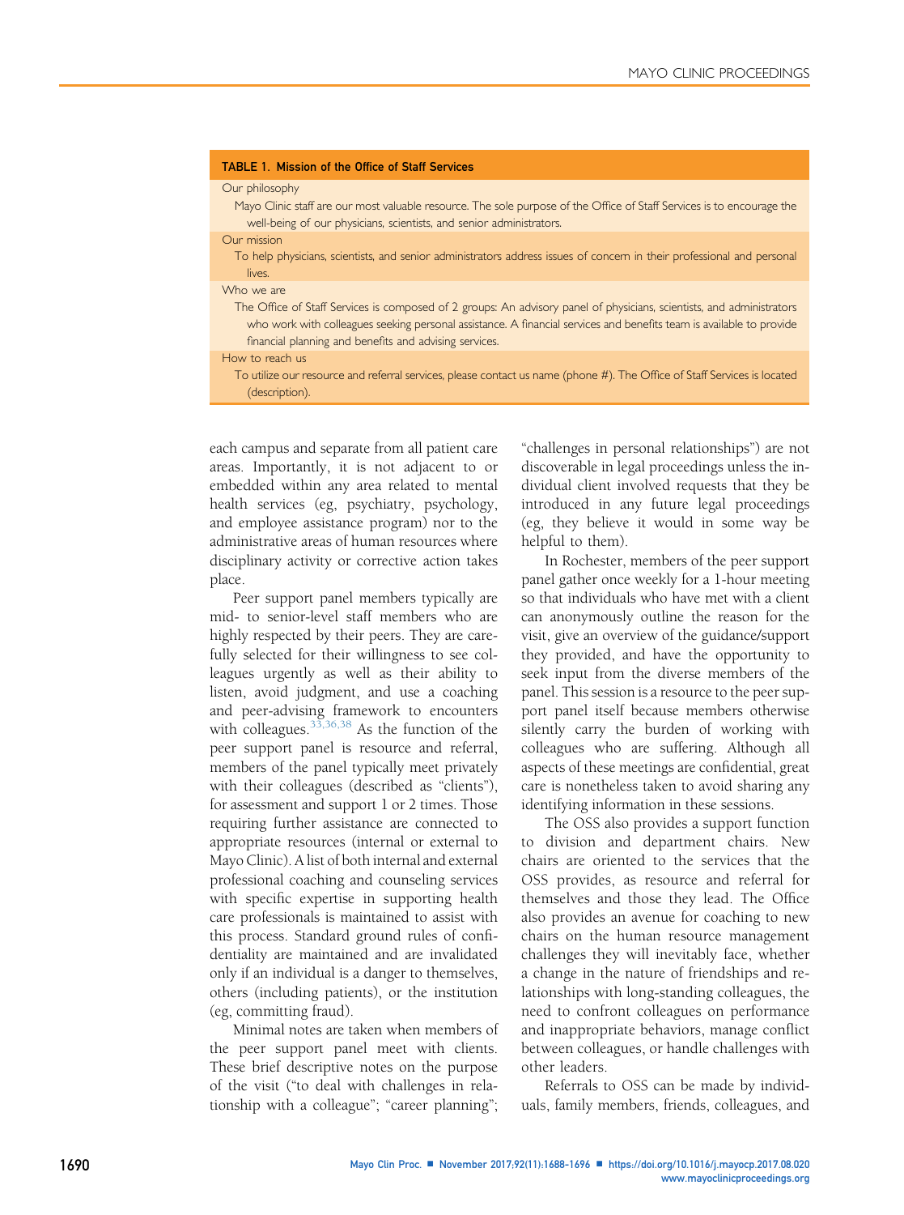**TABLE 1. Mission of the Office of Staff Services**

| |
|---|
| Our philosophy |
| Mayo Clinic staff are our most valuable resource. The sole purpose of the Office of Staff Services is to encourage the well-being of our physicians, scientists, and senior administrators. |
| Our mission |
| To help physicians, scientists, and senior administrators address issues of concern in their professional and personal lives. |
| Who we are |
| The Office of Staff Services is composed of 2 groups: An advisory panel of physicians, scientists, and administrators who work with colleagues seeking personal assistance. A financial services and benefits team is available to provide financial planning and benefits and advising services. |
| How to reach us |
| To utilize our resource and referral services, please contact us name (phone #). The Office of Staff Services is located (description). |

each campus and separate from all patient care areas. Importantly, it is not adjacent to or embedded within any area related to mental health services (eg, psychiatry, psychology, and employee assistance program) nor to the administrative areas of human resources where disciplinary activity or corrective action takes place.

Peer support panel members typically are mid- to senior-level staff members who are highly respected by their peers. They are carefully selected for their willingness to see colleagues urgently as well as their ability to listen, avoid judgment, and use a coaching and peer-advising framework to encounters with colleagues.[33,36,38] As the function of the peer support panel is resource and referral, members of the panel typically meet privately with their colleagues (described as "clients"), for assessment and support 1 or 2 times. Those requiring further assistance are connected to appropriate resources (internal or external to Mayo Clinic). A list of both internal and external professional coaching and counseling services with specific expertise in supporting health care professionals is maintained to assist with this process. Standard ground rules of confidentiality are maintained and are invalidated only if an individual is a danger to themselves, others (including patients), or the institution (eg, committing fraud).

Minimal notes are taken when members of the peer support panel meet with clients. These brief descriptive notes on the purpose of the visit ("to deal with challenges in relationship with a colleague"; "career planning"; "challenges in personal relationships") are not discoverable in legal proceedings unless the individual client involved requests that they be introduced in any future legal proceedings (eg, they believe it would in some way be helpful to them).

In Rochester, members of the peer support panel gather once weekly for a 1-hour meeting so that individuals who have met with a client can anonymously outline the reason for the visit, give an overview of the guidance/support they provided, and have the opportunity to seek input from the diverse members of the panel. This session is a resource to the peer support panel itself because members otherwise silently carry the burden of working with colleagues who are suffering. Although all aspects of these meetings are confidential, great care is nonetheless taken to avoid sharing any identifying information in these sessions.

The OSS also provides a support function to division and department chairs. New chairs are oriented to the services that the OSS provides, as resource and referral for themselves and those they lead. The Office also provides an avenue for coaching to new chairs on the human resource management challenges they will inevitably face, whether a change in the nature of friendships and relationships with long-standing colleagues, the need to confront colleagues on performance and inappropriate behaviors, manage conflict between colleagues, or handle challenges with other leaders.

Referrals to OSS can be made by individuals, family members, friends, colleagues, and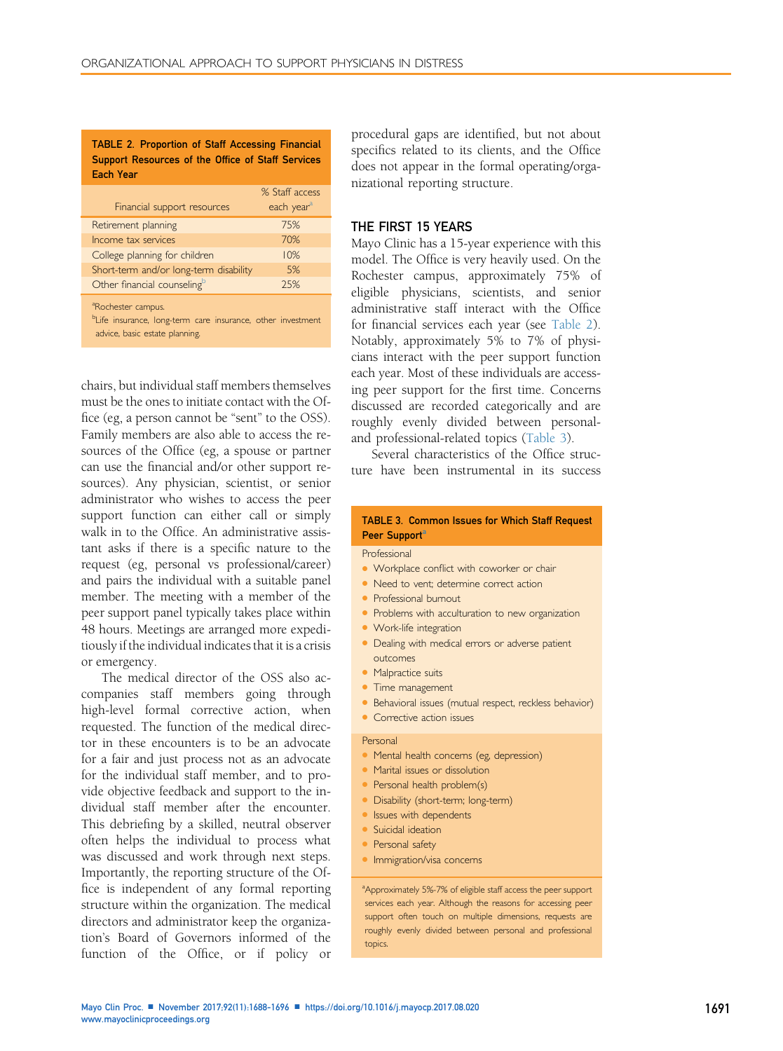**TABLE 2. Proportion of Staff Accessing Financial Support Resources of the Office of Staff Services Each Year**

| Financial support resources | % Staff access each year[a] |
|---|---|
| Retirement planning | 75% |
| Income tax services | 70% |
| College planning for children | 10% |
| Short-term and/or long-term disability | 5% |
| Other financial counseling[b] | 25% |

[a]Rochester campus.
[b]Life insurance, long-term care insurance, other investment advice, basic estate planning.

chairs, but individual staff members themselves must be the ones to initiate contact with the Office (eg, a person cannot be "sent" to the OSS). Family members are also able to access the resources of the Office (eg, a spouse or partner can use the financial and/or other support resources). Any physician, scientist, or senior administrator who wishes to access the peer support function can either call or simply walk in to the Office. An administrative assistant asks if there is a specific nature to the request (eg, personal vs professional/career) and pairs the individual with a suitable panel member. The meeting with a member of the peer support panel typically takes place within 48 hours. Meetings are arranged more expeditiously if the individual indicates that it is a crisis or emergency.

The medical director of the OSS also accompanies staff members going through high-level formal corrective action, when requested. The function of the medical director in these encounters is to be an advocate for a fair and just process not as an advocate for the individual staff member, and to provide objective feedback and support to the individual staff member after the encounter. This debriefing by a skilled, neutral observer often helps the individual to process what was discussed and work through next steps. Importantly, the reporting structure of the Office is independent of any formal reporting structure within the organization. The medical directors and administrator keep the organization's Board of Governors informed of the function of the Office, or if policy or procedural gaps are identified, but not about specifics related to its clients, and the Office does not appear in the formal operating/organizational reporting structure.

## THE FIRST 15 YEARS

Mayo Clinic has a 15-year experience with this model. The Office is very heavily used. On the Rochester campus, approximately 75% of eligible physicians, scientists, and senior administrative staff interact with the Office for financial services each year (see Table 2). Notably, approximately 5% to 7% of physicians interact with the peer support function each year. Most of these individuals are accessing peer support for the first time. Concerns discussed are recorded categorically and are roughly evenly divided between personal- and professional-related topics (Table 3).

Several characteristics of the Office structure have been instrumental in its success

**TABLE 3. Common Issues for Which Staff Request Peer Support[a]**

Professional

- Workplace conflict with coworker or chair
- Need to vent; determine correct action
- Professional burnout
- Problems with acculturation to new organization
- Work-life integration
- Dealing with medical errors or adverse patient outcomes
- Malpractice suits
- Time management
- Behavioral issues (mutual respect, reckless behavior)
- Corrective action issues

Personal

- Mental health concerns (eg, depression)
- Marital issues or dissolution
- Personal health problem(s)
- Disability (short-term; long-term)
- Issues with dependents
- Suicidal ideation
- Personal safety
- Immigration/visa concerns

[a]Approximately 5%-7% of eligible staff access the peer support services each year. Although the reasons for accessing peer support often touch on multiple dimensions, requests are roughly evenly divided between personal and professional topics.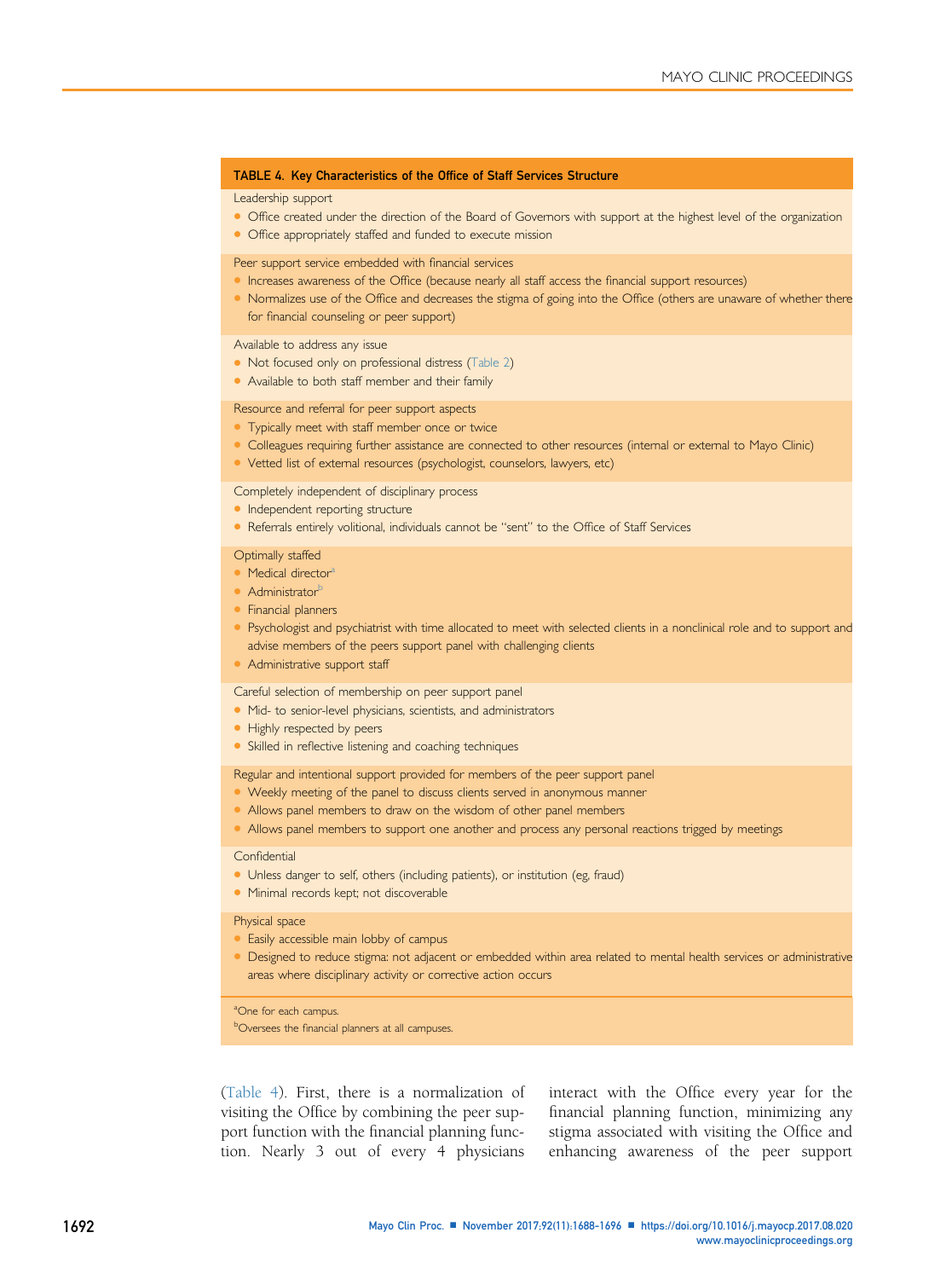**TABLE 4. Key Characteristics of the Office of Staff Services Structure**

Leadership support

- Office created under the direction of the Board of Governors with support at the highest level of the organization
- Office appropriately staffed and funded to execute mission

Peer support service embedded with financial services

- Increases awareness of the Office (because nearly all staff access the financial support resources)
- Normalizes use of the Office and decreases the stigma of going into the Office (others are unaware of whether there for financial counseling or peer support)

Available to address any issue

- Not focused only on professional distress (Table 2)
- Available to both staff member and their family

Resource and referral for peer support aspects

- Typically meet with staff member once or twice
- Colleagues requiring further assistance are connected to other resources (internal or external to Mayo Clinic)
- Vetted list of external resources (psychologist, counselors, lawyers, etc)

Completely independent of disciplinary process

- Independent reporting structure
- Referrals entirely volitional, individuals cannot be "sent" to the Office of Staff Services

Optimally staffed

- Medical director[a]
- Administrator[b]
- Financial planners
- Psychologist and psychiatrist with time allocated to meet with selected clients in a nonclinical role and to support and advise members of the peers support panel with challenging clients
- Administrative support staff

Careful selection of membership on peer support panel

- Mid- to senior-level physicians, scientists, and administrators
- Highly respected by peers
- Skilled in reflective listening and coaching techniques

Regular and intentional support provided for members of the peer support panel

- Weekly meeting of the panel to discuss clients served in anonymous manner
- Allows panel members to draw on the wisdom of other panel members
- Allows panel members to support one another and process any personal reactions trigged by meetings

Confidential

- Unless danger to self, others (including patients), or institution (eg, fraud)
- Minimal records kept; not discoverable

Physical space

- Easily accessible main lobby of campus
- Designed to reduce stigma: not adjacent or embedded within area related to mental health services or administrative areas where disciplinary activity or corrective action occurs

[a]One for each campus.
[b]Oversees the financial planners at all campuses.

(Table 4). First, there is a normalization of visiting the Office by combining the peer support function with the financial planning function. Nearly 3 out of every 4 physicians interact with the Office every year for the financial planning function, minimizing any stigma associated with visiting the Office and enhancing awareness of the peer support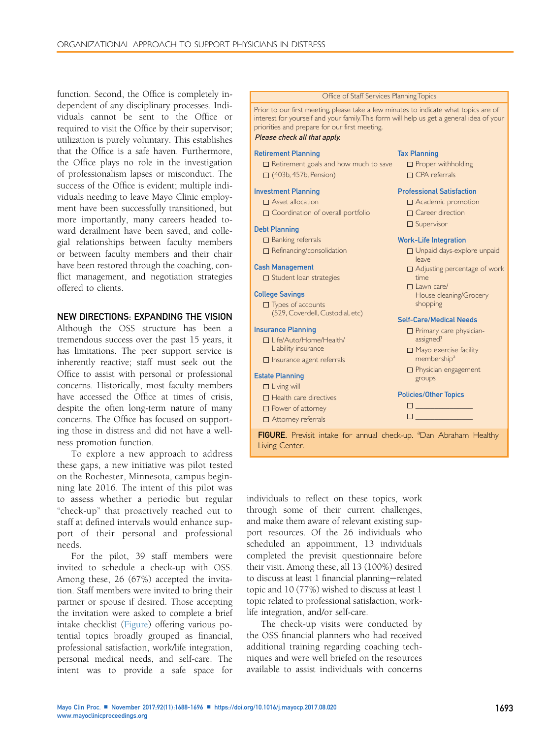function. Second, the Office is completely independent of any disciplinary processes. Individuals cannot be sent to the Office or required to visit the Office by their supervisor; utilization is purely voluntary. This establishes that the Office is a safe haven. Furthermore, the Office plays no role in the investigation of professionalism lapses or misconduct. The success of the Office is evident; multiple individuals needing to leave Mayo Clinic employment have been successfully transitioned, but more importantly, many careers headed toward derailment have been saved, and collegial relationships between faculty members or between faculty members and their chair have been restored through the coaching, conflict management, and negotiation strategies offered to clients.

## NEW DIRECTIONS: EXPANDING THE VISION

Although the OSS structure has been a tremendous success over the past 15 years, it has limitations. The peer support service is inherently reactive; staff must seek out the Office to assist with personal or professional concerns. Historically, most faculty members have accessed the Office at times of crisis, despite the often long-term nature of many concerns. The Office has focused on supporting those in distress and did not have a wellness promotion function.

To explore a new approach to address these gaps, a new initiative was pilot tested on the Rochester, Minnesota, campus beginning late 2016. The intent of this pilot was to assess whether a periodic but regular "check-up" that proactively reached out to staff at defined intervals would enhance support of their personal and professional needs.

For the pilot, 39 staff members were invited to schedule a check-up with OSS. Among these, 26 (67%) accepted the invitation. Staff members were invited to bring their partner or spouse if desired. Those accepting the invitation were asked to complete a brief intake checklist (Figure) offering various potential topics broadly grouped as financial, professional satisfaction, work/life integration, personal medical needs, and self-care. The intent was to provide a safe space for individuals to reflect on these topics, work through some of their current challenges, and make them aware of relevant existing support resources. Of the 26 individuals who scheduled an appointment, 13 individuals completed the previsit questionnaire before their visit. Among these, all 13 (100%) desired to discuss at least 1 financial planning–related topic and 10 (77%) wished to discuss at least 1 topic related to professional satisfaction, work-life integration, and/or self-care.

The check-up visits were conducted by the OSS financial planners who had received additional training regarding coaching techniques and were well briefed on the resources available to assist individuals with concerns

---

**Office of Staff Services Planning Topics**

Prior to our first meeting, please take a few minutes to indicate what topics are of interest for yourself and your family. This form will help us get a general idea of your priorities and prepare for our first meeting.
***Please check all that apply.***

**Retirement Planning**
- ☐ Retirement goals and how much to save
- ☐ (403b, 457b, Pension)

**Investment Planning**
- ☐ Asset allocation
- ☐ Coordination of overall portfolio

**Debt Planning**
- ☐ Banking referrals
- ☐ Refinancing/consolidation

**Cash Management**
- ☐ Student loan strategies

**College Savings**
- ☐ Types of accounts (529, Coverdell, Custodial, etc)

**Insurance Planning**
- ☐ Life/Auto/Home/Health/Liability insurance
- ☐ Insurance agent referrals

**Estate Planning**
- ☐ Living will
- ☐ Health care directives
- ☐ Power of attorney
- ☐ Attorney referrals

**Tax Planning**
- ☐ Proper withholding
- ☐ CPA referrals

**Professional Satisfaction**
- ☐ Academic promotion
- ☐ Career direction
- ☐ Supervisor

**Work-Life Integration**
- ☐ Unpaid days-explore unpaid leave
- ☐ Adjusting percentage of work time
- ☐ Lawn care/House cleaning/Grocery shopping

**Self-Care/Medical Needs**
- ☐ Primary care physician-assigned?
- ☐ Mayo exercise facility membership[a]
- ☐ Physician engagement groups

**Policies/Other Topics**
- ☐ ______________
- ☐ ______________

**FIGURE.** Previsit intake for annual check-up. [a]Dan Abraham Healthy Living Center.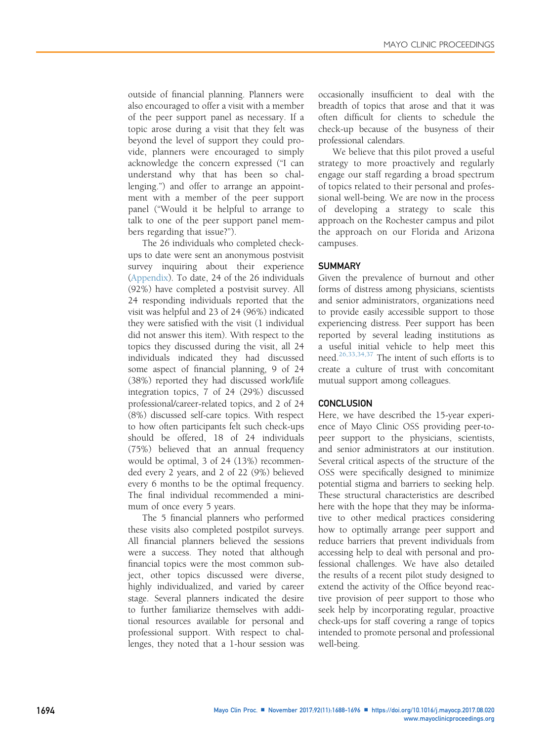outside of financial planning. Planners were also encouraged to offer a visit with a member of the peer support panel as necessary. If a topic arose during a visit that they felt was beyond the level of support they could provide, planners were encouraged to simply acknowledge the concern expressed ("I can understand why that has been so challenging.") and offer to arrange an appointment with a member of the peer support panel ("Would it be helpful to arrange to talk to one of the peer support panel members regarding that issue?").

The 26 individuals who completed check-ups to date were sent an anonymous postvisit survey inquiring about their experience (Appendix). To date, 24 of the 26 individuals (92%) have completed a postvisit survey. All 24 responding individuals reported that the visit was helpful and 23 of 24 (96%) indicated they were satisfied with the visit (1 individual did not answer this item). With respect to the topics they discussed during the visit, all 24 individuals indicated they had discussed some aspect of financial planning, 9 of 24 (38%) reported they had discussed work/life integration topics, 7 of 24 (29%) discussed professional/career-related topics, and 2 of 24 (8%) discussed self-care topics. With respect to how often participants felt such check-ups should be offered, 18 of 24 individuals (75%) believed that an annual frequency would be optimal, 3 of 24 (13%) recommended every 2 years, and 2 of 22 (9%) believed every 6 months to be the optimal frequency. The final individual recommended a minimum of once every 5 years.

The 5 financial planners who performed these visits also completed postpilot surveys. All financial planners believed the sessions were a success. They noted that although financial topics were the most common subject, other topics discussed were diverse, highly individualized, and varied by career stage. Several planners indicated the desire to further familiarize themselves with additional resources available for personal and professional support. With respect to challenges, they noted that a 1-hour session was occasionally insufficient to deal with the breadth of topics that arose and that it was often difficult for clients to schedule the check-up because of the busyness of their professional calendars.

We believe that this pilot proved a useful strategy to more proactively and regularly engage our staff regarding a broad spectrum of topics related to their personal and professional well-being. We are now in the process of developing a strategy to scale this approach on the Rochester campus and pilot the approach on our Florida and Arizona campuses.

## SUMMARY

Given the prevalence of burnout and other forms of distress among physicians, scientists and senior administrators, organizations need to provide easily accessible support to those experiencing distress. Peer support has been reported by several leading institutions as a useful initial vehicle to help meet this need.[26,33,34,37] The intent of such efforts is to create a culture of trust with concomitant mutual support among colleagues.

## CONCLUSION

Here, we have described the 15-year experience of Mayo Clinic OSS providing peer-to-peer support to the physicians, scientists, and senior administrators at our institution. Several critical aspects of the structure of the OSS were specifically designed to minimize potential stigma and barriers to seeking help. These structural characteristics are described here with the hope that they may be informative to other medical practices considering how to optimally arrange peer support and reduce barriers that prevent individuals from accessing help to deal with personal and professional challenges. We have also detailed the results of a recent pilot study designed to extend the activity of the Office beyond reactive provision of peer support to those who seek help by incorporating regular, proactive check-ups for staff covering a range of topics intended to promote personal and professional well-being.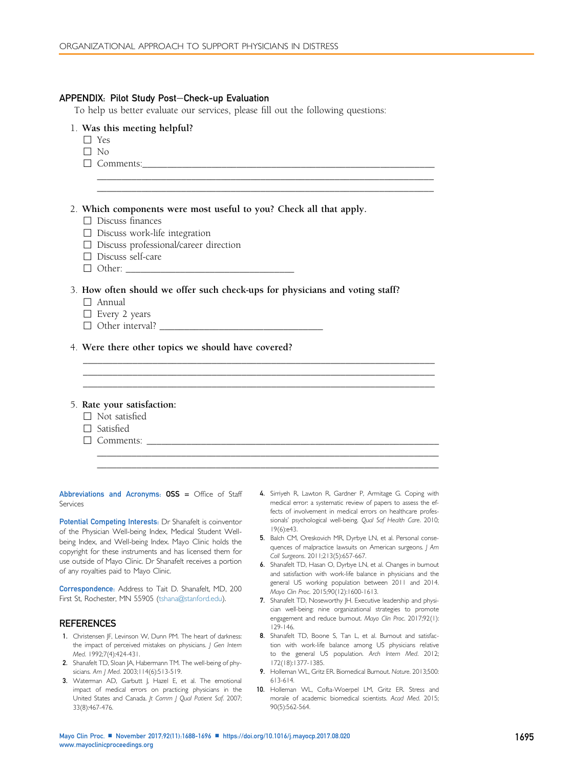## APPENDIX: Pilot Study Post–Check-up Evaluation

To help us better evaluate our services, please fill out the following questions:

1. **Was this meeting helpful?**
   - ☐ Yes
   - ☐ No
   - ☐ Comments:\_\_\_\_\_\_\_\_\_\_\_\_\_\_\_\_\_\_\_\_\_\_\_\_\_\_\_\_\_\_\_\_\_\_\_\_\_\_\_\_\_\_\_\_\_\_\_\_\_\_\_\_\_\_\_\_\_\_\_\_

2. **Which components were most useful to you? Check all that apply.**
   - ☐ Discuss finances
   - ☐ Discuss work-life integration
   - ☐ Discuss professional/career direction
   - ☐ Discuss self-care
   - ☐ Other: \_\_\_\_\_\_\_\_\_\_\_\_\_\_\_\_\_\_\_\_\_\_\_\_\_\_\_\_\_\_\_\_

3. **How often should we offer such check-ups for physicians and voting staff?**
   - ☐ Annual
   - ☐ Every 2 years
   - ☐ Other interval? \_\_\_\_\_\_\_\_\_\_\_\_\_\_\_\_\_\_\_\_\_\_\_\_\_\_\_\_\_\_\_\_

4. **Were there other topics we should have covered?**

   \_\_\_\_\_\_\_\_\_\_\_\_\_\_\_\_\_\_\_\_\_\_\_\_\_\_\_\_\_\_\_\_\_\_\_\_\_\_\_\_\_\_\_\_\_\_\_\_\_\_\_\_\_\_\_\_\_\_\_\_\_\_\_\_\_\_\_\_

5. **Rate your satisfaction:**
   - ☐ Not satisfied
   - ☐ Satisfied
   - ☐ Comments: \_\_\_\_\_\_\_\_\_\_\_\_\_\_\_\_\_\_\_\_\_\_\_\_\_\_\_\_\_\_\_\_\_\_\_\_\_\_\_\_\_\_\_\_\_\_\_\_\_\_\_\_\_\_\_\_\_\_

**Abbreviations and Acronyms:** **OSS** = Office of Staff Services

**Potential Competing Interests:** Dr Shanafelt is coinventor of the Physician Well-being Index, Medical Student Well-being Index, and Well-being Index. Mayo Clinic holds the copyright for these instruments and has licensed them for use outside of Mayo Clinic. Dr Shanafelt receives a portion of any royalties paid to Mayo Clinic.

**Correspondence:** Address to Tait D. Shanafelt, MD, 200 First St, Rochester, MN 55905 (tshana@stanford.edu).

## REFERENCES

1. Christensen JF, Levinson W, Dunn PM. The heart of darkness: the impact of perceived mistakes on physicians. *J Gen Intern Med*. 1992;7(4):424-431.
2. Shanafelt TD, Sloan JA, Habermann TM. The well-being of physicians. *Am J Med*. 2003;114(6):513-519.
3. Waterman AD, Garbutt J, Hazel E, et al. The emotional impact of medical errors on practicing physicians in the United States and Canada. *Jt Comm J Qual Patient Saf*. 2007;33(8):467-476.
4. Sirriyeh R, Lawton R, Gardner P, Armitage G. Coping with medical error: a systematic review of papers to assess the effects of involvement in medical errors on healthcare professionals' psychological well-being. *Qual Saf Health Care*. 2010;19(6):e43.
5. Balch CM, Oreskovich MR, Dyrbye LN, et al. Personal consequences of malpractice lawsuits on American surgeons. *J Am Coll Surgeons*. 2011;213(5):657-667.
6. Shanafelt TD, Hasan O, Dyrbye LN, et al. Changes in burnout and satisfaction with work-life balance in physicians and the general US working population between 2011 and 2014. *Mayo Clin Proc*. 2015;90(12):1600-1613.
7. Shanafelt TD, Noseworthy JH. Executive leadership and physician well-being: nine organizational strategies to promote engagement and reduce burnout. *Mayo Clin Proc*. 2017;92(1):129-146.
8. Shanafelt TD, Boone S, Tan L, et al. Burnout and satisfaction with work-life balance among US physicians relative to the general US population. *Arch Intern Med*. 2012;172(18):1377-1385.
9. Holleman WL, Gritz ER. Biomedical Burnout. *Nature*. 2013;500:613-614.
10. Holleman WL, Cofta-Woerpel LM, Gritz ER. Stress and morale of academic biomedical scientists. *Acad Med*. 2015;90(5):562-564.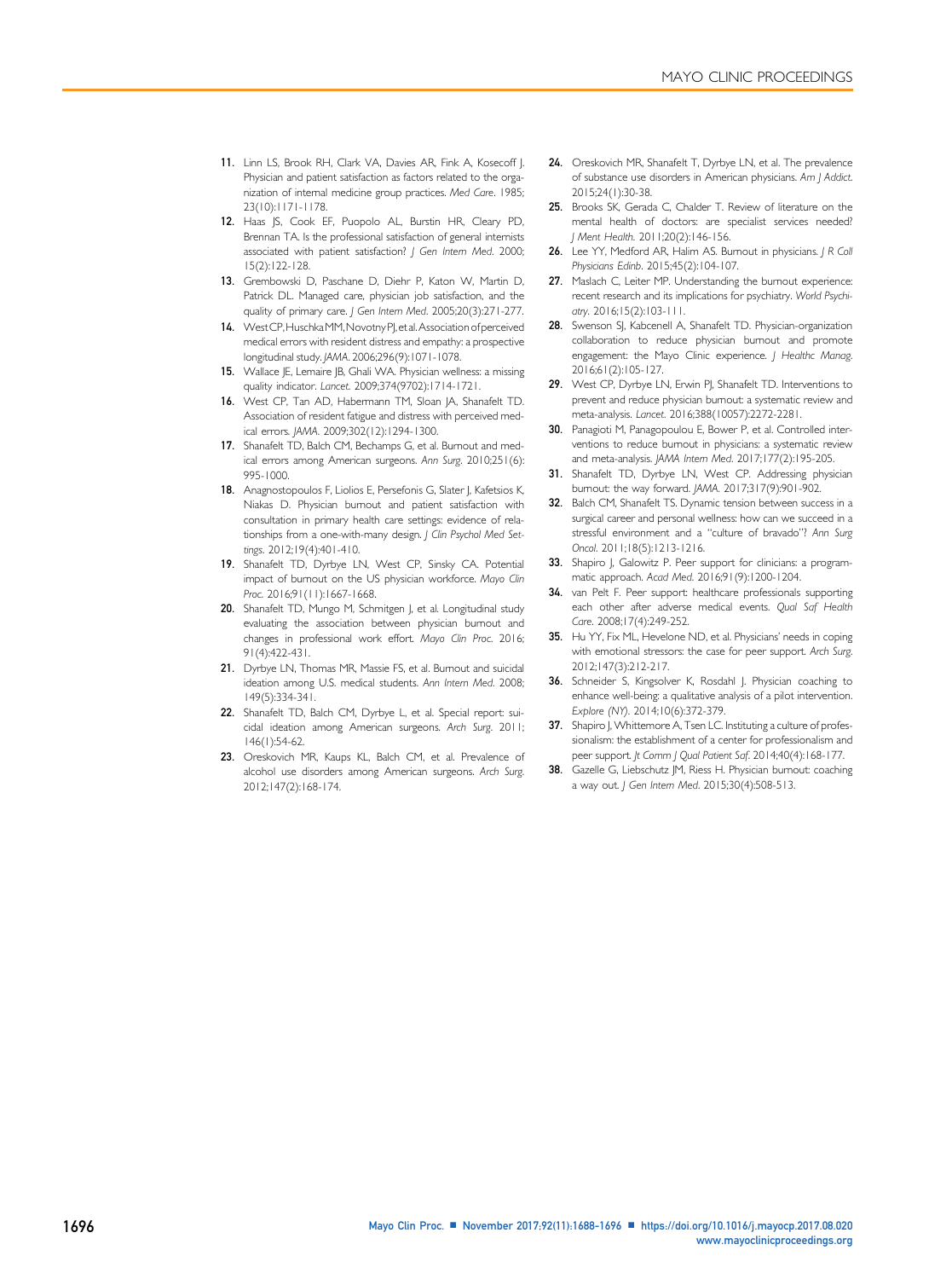11. Linn LS, Brook RH, Clark VA, Davies AR, Fink A, Kosecoff J. Physician and patient satisfaction as factors related to the organization of internal medicine group practices. *Med Care*. 1985; 23(10):1171-1178.
12. Haas JS, Cook EF, Puopolo AL, Burstin HR, Cleary PD, Brennan TA. Is the professional satisfaction of general internists associated with patient satisfaction? *J Gen Intern Med*. 2000; 15(2):122-128.
13. Grembowski D, Paschane D, Diehr P, Katon W, Martin D, Patrick DL. Managed care, physician job satisfaction, and the quality of primary care. *J Gen Intern Med*. 2005;20(3):271-277.
14. West CP, Huschka MM, Novotny PJ, et al. Association of perceived medical errors with resident distress and empathy: a prospective longitudinal study. *JAMA*. 2006;296(9):1071-1078.
15. Wallace JE, Lemaire JB, Ghali WA. Physician wellness: a missing quality indicator. *Lancet*. 2009;374(9702):1714-1721.
16. West CP, Tan AD, Habermann TM, Sloan JA, Shanafelt TD. Association of resident fatigue and distress with perceived medical errors. *JAMA*. 2009;302(12):1294-1300.
17. Shanafelt TD, Balch CM, Bechamps G, et al. Burnout and medical errors among American surgeons. *Ann Surg*. 2010;251(6): 995-1000.
18. Anagnostopoulos F, Liolios E, Persefonis G, Slater J, Kafetsios K, Niakas D. Physician burnout and patient satisfaction with consultation in primary health care settings: evidence of relationships from a one-with-many design. *J Clin Psychol Med Settings*. 2012;19(4):401-410.
19. Shanafelt TD, Dyrbye LN, West CP, Sinsky CA. Potential impact of burnout on the US physician workforce. *Mayo Clin Proc*. 2016;91(11):1667-1668.
20. Shanafelt TD, Mungo M, Schmitgen J, et al. Longitudinal study evaluating the association between physician burnout and changes in professional work effort. *Mayo Clin Proc*. 2016; 91(4):422-431.
21. Dyrbye LN, Thomas MR, Massie FS, et al. Burnout and suicidal ideation among U.S. medical students. *Ann Intern Med*. 2008; 149(5):334-341.
22. Shanafelt TD, Balch CM, Dyrbye L, et al. Special report: suicidal ideation among American surgeons. *Arch Surg*. 2011; 146(1):54-62.
23. Oreskovich MR, Kaups KL, Balch CM, et al. Prevalence of alcohol use disorders among American surgeons. *Arch Surg*. 2012;147(2):168-174.
24. Oreskovich MR, Shanafelt T, Dyrbye LN, et al. The prevalence of substance use disorders in American physicians. *Am J Addict*. 2015;24(1):30-38.
25. Brooks SK, Gerada C, Chalder T. Review of literature on the mental health of doctors: are specialist services needed? *J Ment Health*. 2011;20(2):146-156.
26. Lee YY, Medford AR, Halim AS. Burnout in physicians. *J R Coll Physicians Edinb*. 2015;45(2):104-107.
27. Maslach C, Leiter MP. Understanding the burnout experience: recent research and its implications for psychiatry. *World Psychiatry*. 2016;15(2):103-111.
28. Swenson SJ, Kabcenell A, Shanafelt TD. Physician-organization collaboration to reduce physician burnout and promote engagement: the Mayo Clinic experience. *J Healthc Manag*. 2016;61(2):105-127.
29. West CP, Dyrbye LN, Erwin PJ, Shanafelt TD. Interventions to prevent and reduce physician burnout: a systematic review and meta-analysis. *Lancet*. 2016;388(10057):2272-2281.
30. Panagioti M, Panagopoulou E, Bower P, et al. Controlled interventions to reduce burnout in physicians: a systematic review and meta-analysis. *JAMA Intern Med*. 2017;177(2):195-205.
31. Shanafelt TD, Dyrbye LN, West CP. Addressing physician burnout: the way forward. *JAMA*. 2017;317(9):901-902.
32. Balch CM, Shanafelt TS. Dynamic tension between success in a surgical career and personal wellness: how can we succeed in a stressful environment and a "culture of bravado"? *Ann Surg Oncol*. 2011;18(5):1213-1216.
33. Shapiro J, Galowitz P. Peer support for clinicians: a programmatic approach. *Acad Med*. 2016;91(9):1200-1204.
34. van Pelt F. Peer support: healthcare professionals supporting each other after adverse medical events. *Qual Saf Health Care*. 2008;17(4):249-252.
35. Hu YY, Fix ML, Hevelone ND, et al. Physicians' needs in coping with emotional stressors: the case for peer support. *Arch Surg*. 2012;147(3):212-217.
36. Schneider S, Kingsolver K, Rosdahl J. Physician coaching to enhance well-being: a qualitative analysis of a pilot intervention. *Explore (NY)*. 2014;10(6):372-379.
37. Shapiro J, Whittemore A, Tsen LC. Instituting a culture of professionalism: the establishment of a center for professionalism and peer support. *Jt Comm J Qual Patient Saf*. 2014;40(4):168-177.
38. Gazelle G, Liebschutz JM, Riess H. Physician burnout: coaching a way out. *J Gen Intern Med*. 2015;30(4):508-513.